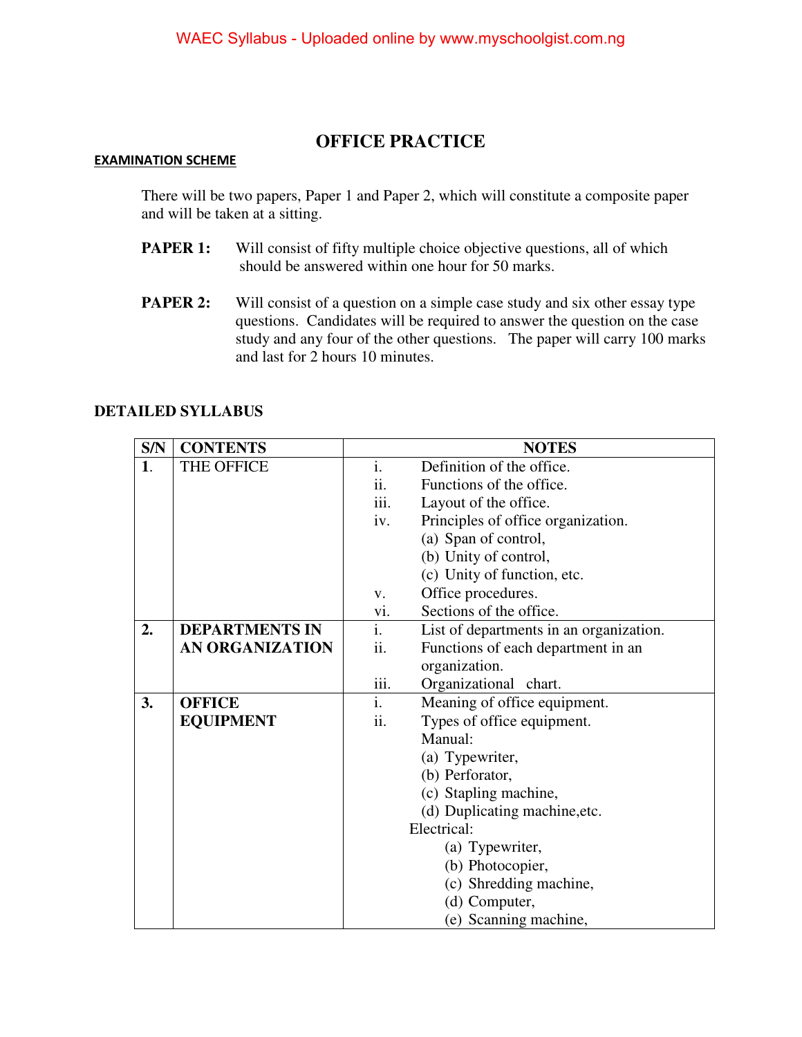# OFFICE PRACTICE

## EXAMINATION SCHEME

There will be two papers, Paper 1 and Paper 2, which will constitute a composite paper and will be taken at a sitting.

**PAPER 1:** Will consist of fifty multiple choice objective questions, all of which should be answered within one hour for 50 marks.

**PAPER 2:** Will consist of a question on a simple case study and six other essay type questions. Candidates will be required to answer the question on the case study and any four of the other questions. The paper will carry 100 marks and last for 2 hours 10 minutes.

## DETAILED SYLLABUS

| S/N | CONTENTS | NOTES |
|---|---|---|
| **1**. | THE OFFICE | i. Definition of the office.<br>ii. Functions of the office.<br>iii. Layout of the office.<br>iv. Principles of office organization.<br>(a) Span of control,<br>(b) Unity of control,<br>(c) Unity of function, etc.<br>v. Office procedures.<br>vi. Sections of the office. |
| **2.** | **DEPARTMENTS IN AN ORGANIZATION** | i. List of departments in an organization.<br>ii. Functions of each department in an organization.<br>iii. Organizational chart. |
| **3.** | **OFFICE EQUIPMENT** | i. Meaning of office equipment.<br>ii. Types of office equipment.<br>Manual:<br>(a) Typewriter,<br>(b) Perforator,<br>(c) Stapling machine,<br>(d) Duplicating machine,etc.<br>Electrical:<br>(a) Typewriter,<br>(b) Photocopier,<br>(c) Shredding machine,<br>(d) Computer,<br>(e) Scanning machine, |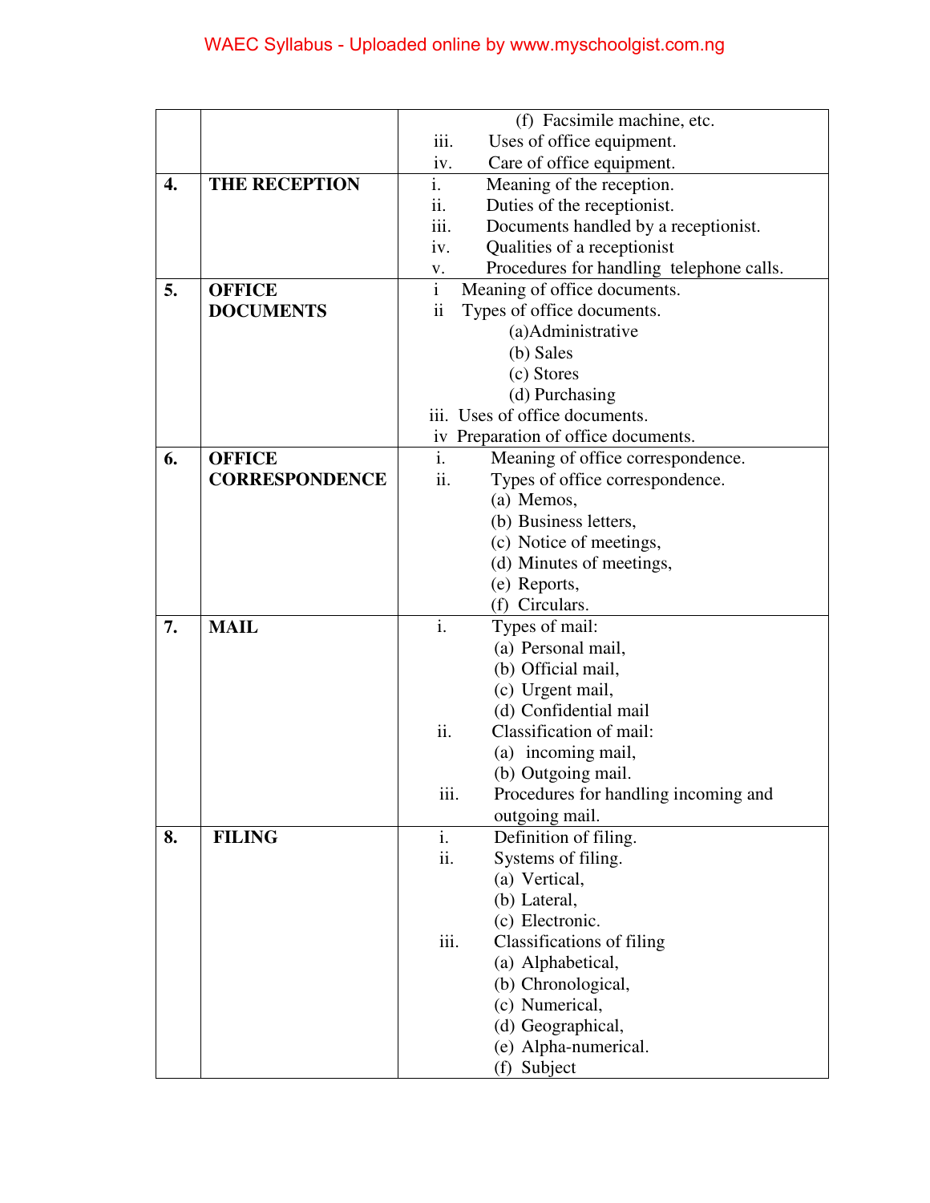| | | |
|---|---|---|
| | | (f) Facsimile machine, etc.<br>iii. Uses of office equipment.<br>iv. Care of office equipment. |
| **4.** | **THE RECEPTION** | i. Meaning of the reception.<br>ii. Duties of the receptionist.<br>iii. Documents handled by a receptionist.<br>iv. Qualities of a receptionist<br>v. Procedures for handling telephone calls. |
| **5.** | **OFFICE DOCUMENTS** | i Meaning of office documents.<br>ii Types of office documents.<br>(a)Administrative<br>(b) Sales<br>(c) Stores<br>(d) Purchasing<br>iii. Uses of office documents.<br>iv Preparation of office documents. |
| **6.** | **OFFICE CORRESPONDENCE** | i. Meaning of office correspondence.<br>ii. Types of office correspondence.<br>(a) Memos,<br>(b) Business letters,<br>(c) Notice of meetings,<br>(d) Minutes of meetings,<br>(e) Reports,<br>(f) Circulars. |
| **7.** | **MAIL** | i. Types of mail:<br>(a) Personal mail,<br>(b) Official mail,<br>(c) Urgent mail,<br>(d) Confidential mail<br>ii. Classification of mail:<br>(a) incoming mail,<br>(b) Outgoing mail.<br>iii. Procedures for handling incoming and outgoing mail. |
| **8.** | **FILING** | i. Definition of filing.<br>ii. Systems of filing.<br>(a) Vertical,<br>(b) Lateral,<br>(c) Electronic.<br>iii. Classifications of filing<br>(a) Alphabetical,<br>(b) Chronological,<br>(c) Numerical,<br>(d) Geographical,<br>(e) Alpha-numerical.<br>(f) Subject |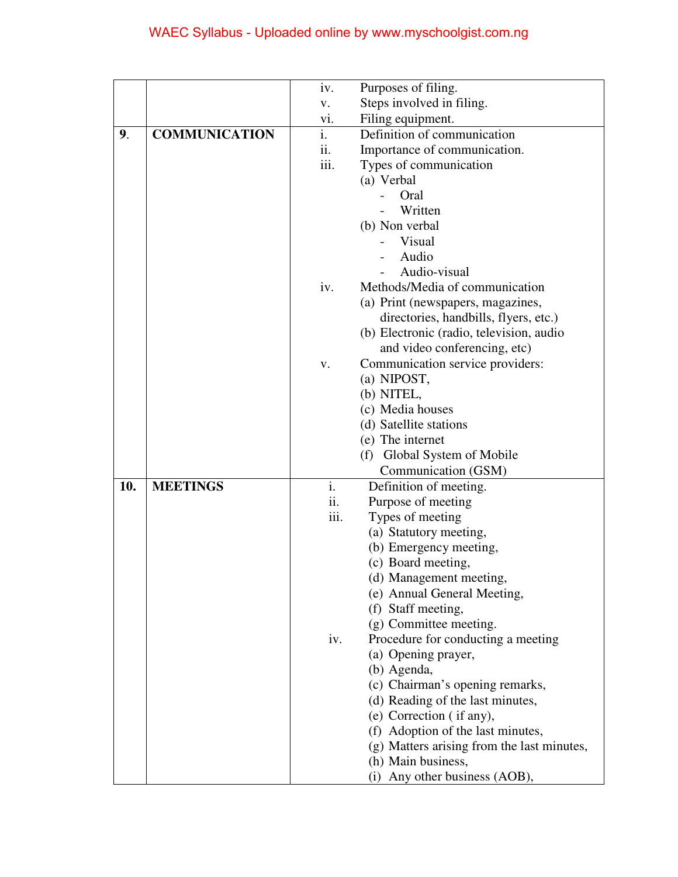| | | |
|---|---|---|
| | | iv. Purposes of filing.<br>v. Steps involved in filing.<br>vi. Filing equipment. |
| **9.** | **COMMUNICATION** | i. Definition of communication<br>ii. Importance of communication.<br>iii. Types of communication<br>(a) Verbal<br>- Oral<br>- Written<br>(b) Non verbal<br>- Visual<br>- Audio<br>- Audio-visual<br>iv. Methods/Media of communication<br>(a) Print (newspapers, magazines, directories, handbills, flyers, etc.)<br>(b) Electronic (radio, television, audio and video conferencing, etc)<br>v. Communication service providers:<br>(a) NIPOST,<br>(b) NITEL,<br>(c) Media houses<br>(d) Satellite stations<br>(e) The internet<br>(f) Global System of Mobile Communication (GSM) |
| **10.** | **MEETINGS** | i. Definition of meeting.<br>ii. Purpose of meeting<br>iii. Types of meeting<br>(a) Statutory meeting,<br>(b) Emergency meeting,<br>(c) Board meeting,<br>(d) Management meeting,<br>(e) Annual General Meeting,<br>(f) Staff meeting,<br>(g) Committee meeting.<br>iv. Procedure for conducting a meeting<br>(a) Opening prayer,<br>(b) Agenda,<br>(c) Chairman's opening remarks,<br>(d) Reading of the last minutes,<br>(e) Correction ( if any),<br>(f) Adoption of the last minutes,<br>(g) Matters arising from the last minutes,<br>(h) Main business,<br>(i) Any other business (AOB), |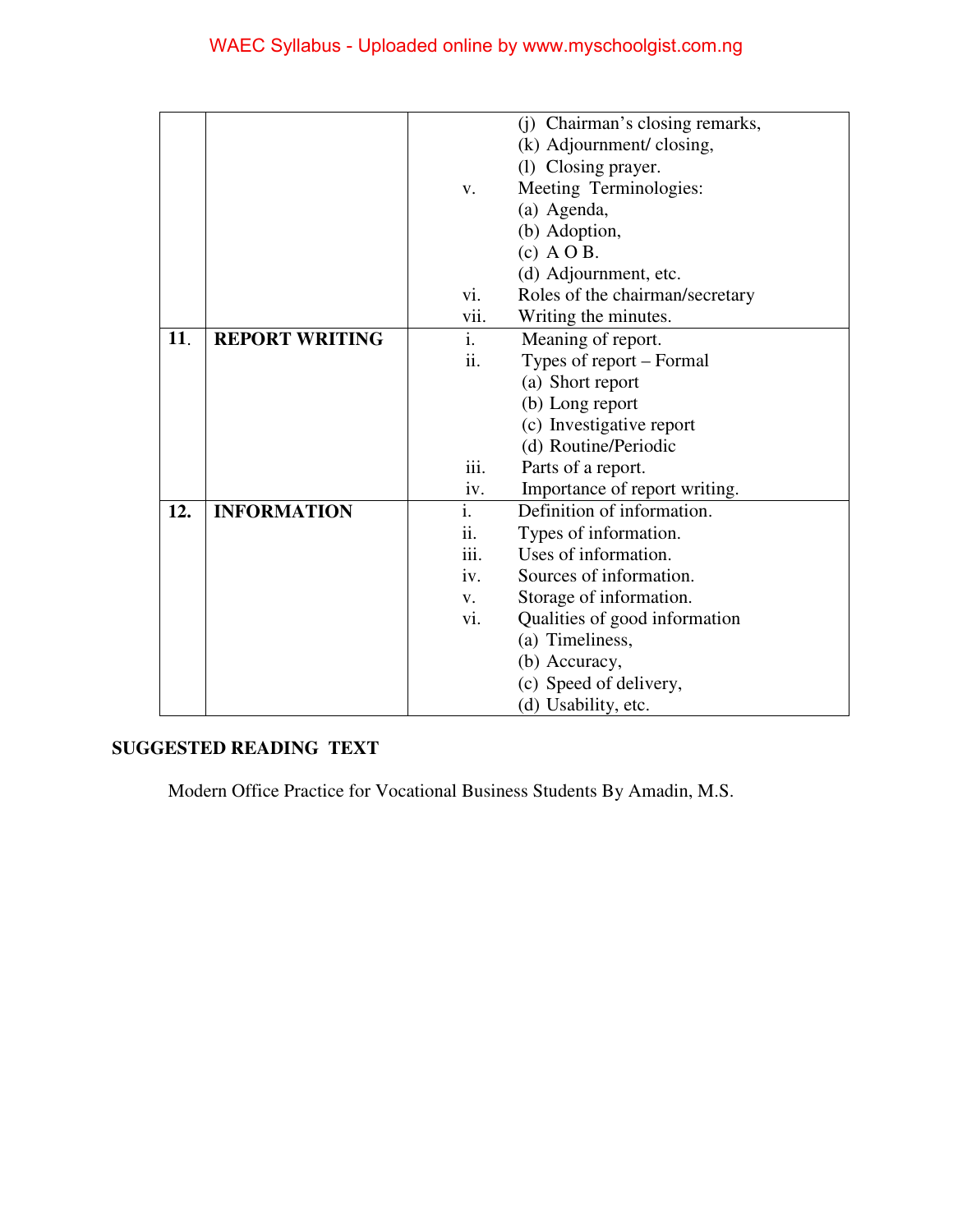| | | |
|---|---|---|
| | | (j) Chairman's closing remarks,<br>(k) Adjournment/ closing,<br>(l) Closing prayer.<br>v. Meeting Terminologies:<br>(a) Agenda,<br>(b) Adoption,<br>(c) A O B.<br>(d) Adjournment, etc.<br>vi. Roles of the chairman/secretary<br>vii. Writing the minutes. |
| **11**. | **REPORT WRITING** | i. Meaning of report.<br>ii. Types of report – Formal<br>(a) Short report<br>(b) Long report<br>(c) Investigative report<br>(d) Routine/Periodic<br>iii. Parts of a report.<br>iv. Importance of report writing. |
| **12.** | **INFORMATION** | i. Definition of information.<br>ii. Types of information.<br>iii. Uses of information.<br>iv. Sources of information.<br>v. Storage of information.<br>vi. Qualities of good information<br>(a) Timeliness,<br>(b) Accuracy,<br>(c) Speed of delivery,<br>(d) Usability, etc. |

**SUGGESTED READING TEXT**

Modern Office Practice for Vocational Business Students By Amadin, M.S.